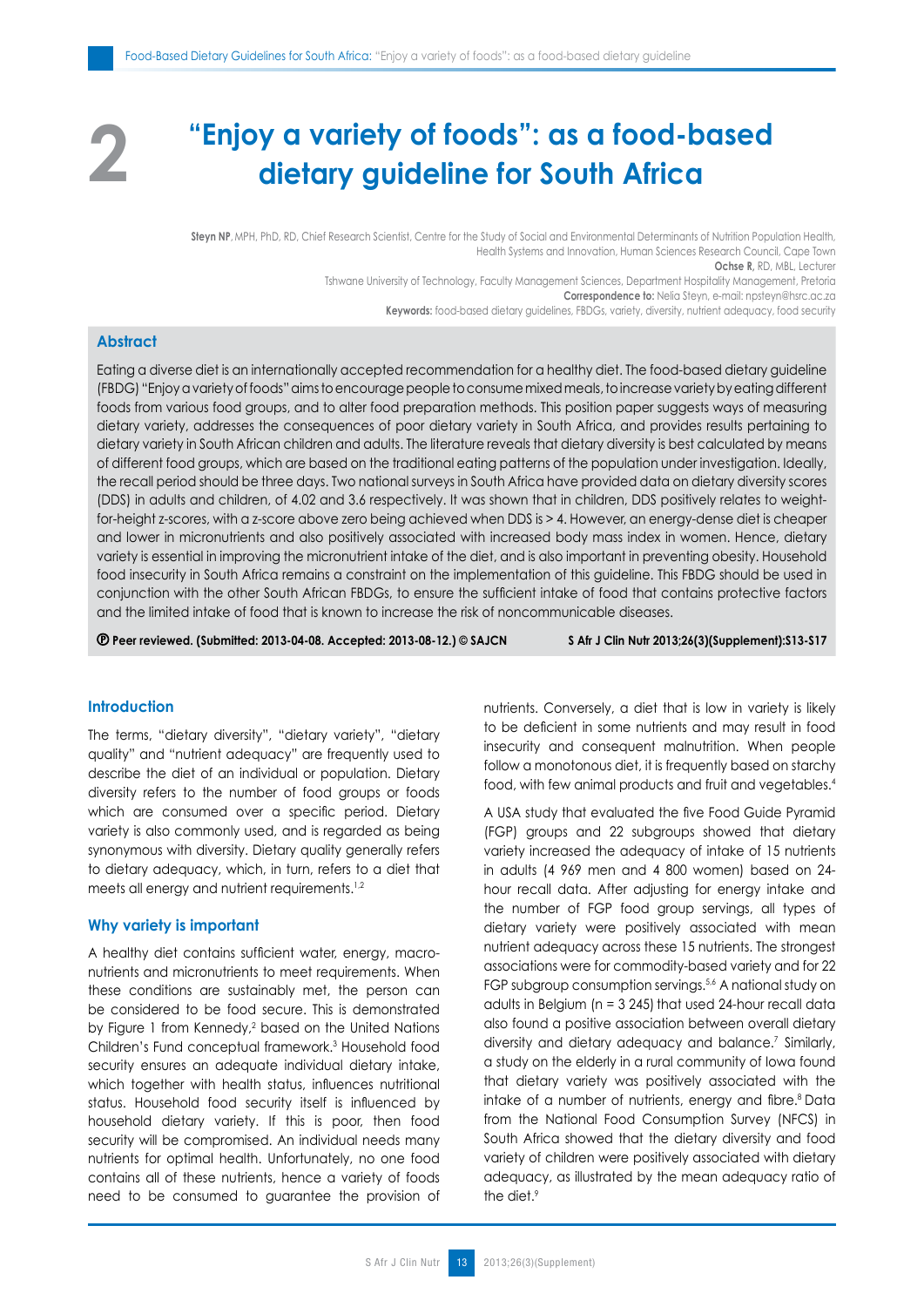# 2 "Enjoy a variety of foods": as a food-based dietary guideline for South Africa

**Steyn NP**, MPH, PhD, RD, Chief Research Scientist, Centre for the Study of Social and Environmental Determinants of Nutrition Population Health, Health Systems and Innovation, Human Sciences Research Council, Cape Town

**Ochse R**, RD, MBL, Lecturer

Tshwane University of Technology, Faculty Management Sciences, Department Hospitality Management, Pretoria

**Correspondence to:** Nelia Steyn, e-mail: npsteyn@hsrc.ac.za

**Keywords:** food-based dietary guidelines, FBDGs, variety, diversity, nutrient adequacy, food security

## Abstract

Eating a diverse diet is an internationally accepted recommendation for a healthy diet. The food-based dietary guideline (FBDG) "Enjoy a variety of foods" aims to encourage people to consume mixed meals, to increase variety by eating different foods from various food groups, and to alter food preparation methods. This position paper suggests ways of measuring dietary variety, addresses the consequences of poor dietary variety in South Africa, and provides results pertaining to dietary variety in South African children and adults. The literature reveals that dietary diversity is best calculated by means of different food groups, which are based on the traditional eating patterns of the population under investigation. Ideally, the recall period should be three days. Two national surveys in South Africa have provided data on dietary diversity scores (DDS) in adults and children, of 4.02 and 3.6 respectively. It was shown that in children, DDS positively relates to weight-for-height z-scores, with a z-score above zero being achieved when DDS is > 4. However, an energy-dense diet is cheaper and lower in micronutrients and also positively associated with increased body mass index in women. Hence, dietary variety is essential in improving the micronutrient intake of the diet, and is also important in preventing obesity. Household food insecurity in South Africa remains a constraint on the implementation of this guideline. This FBDG should be used in conjunction with the other South African FBDGs, to ensure the sufficient intake of food that contains protective factors and the limited intake of food that is known to increase the risk of noncommunicable diseases.

**Ⓟ Peer reviewed. (Submitted: 2013-04-08. Accepted: 2013-08-12.) © SAJCN** **S Afr J Clin Nutr 2013;26(3)(Supplement):S13-S17**

## Introduction

The terms, "dietary diversity", "dietary variety", "dietary quality" and "nutrient adequacy" are frequently used to describe the diet of an individual or population. Dietary diversity refers to the number of food groups or foods which are consumed over a specific period. Dietary variety is also commonly used, and is regarded as being synonymous with diversity. Dietary quality generally refers to dietary adequacy, which, in turn, refers to a diet that meets all energy and nutrient requirements.[1,2]

## Why variety is important

A healthy diet contains sufficient water, energy, macro-nutrients and micronutrients to meet requirements. When these conditions are sustainably met, the person can be considered to be food secure. This is demonstrated by Figure 1 from Kennedy,[2] based on the United Nations Children's Fund conceptual framework.[3] Household food security ensures an adequate individual dietary intake, which together with health status, influences nutritional status. Household food security itself is influenced by household dietary variety. If this is poor, then food security will be compromised. An individual needs many nutrients for optimal health. Unfortunately, no one food contains all of these nutrients, hence a variety of foods need to be consumed to guarantee the provision of nutrients. Conversely, a diet that is low in variety is likely to be deficient in some nutrients and may result in food insecurity and consequent malnutrition. When people follow a monotonous diet, it is frequently based on starchy food, with few animal products and fruit and vegetables.[4]

A USA study that evaluated the five Food Guide Pyramid (FGP) groups and 22 subgroups showed that dietary variety increased the adequacy of intake of 15 nutrients in adults (4 969 men and 4 800 women) based on 24-hour recall data. After adjusting for energy intake and the number of FGP food group servings, all types of dietary variety were positively associated with mean nutrient adequacy across these 15 nutrients. The strongest associations were for commodity-based variety and for 22 FGP subgroup consumption servings.[5,6] A national study on adults in Belgium (n = 3 245) that used 24-hour recall data also found a positive association between overall dietary diversity and dietary adequacy and balance.[7] Similarly, a study on the elderly in a rural community of Iowa found that dietary variety was positively associated with the intake of a number of nutrients, energy and fibre.[8] Data from the National Food Consumption Survey (NFCS) in South Africa showed that the dietary diversity and food variety of children were positively associated with dietary adequacy, as illustrated by the mean adequacy ratio of the diet.[9]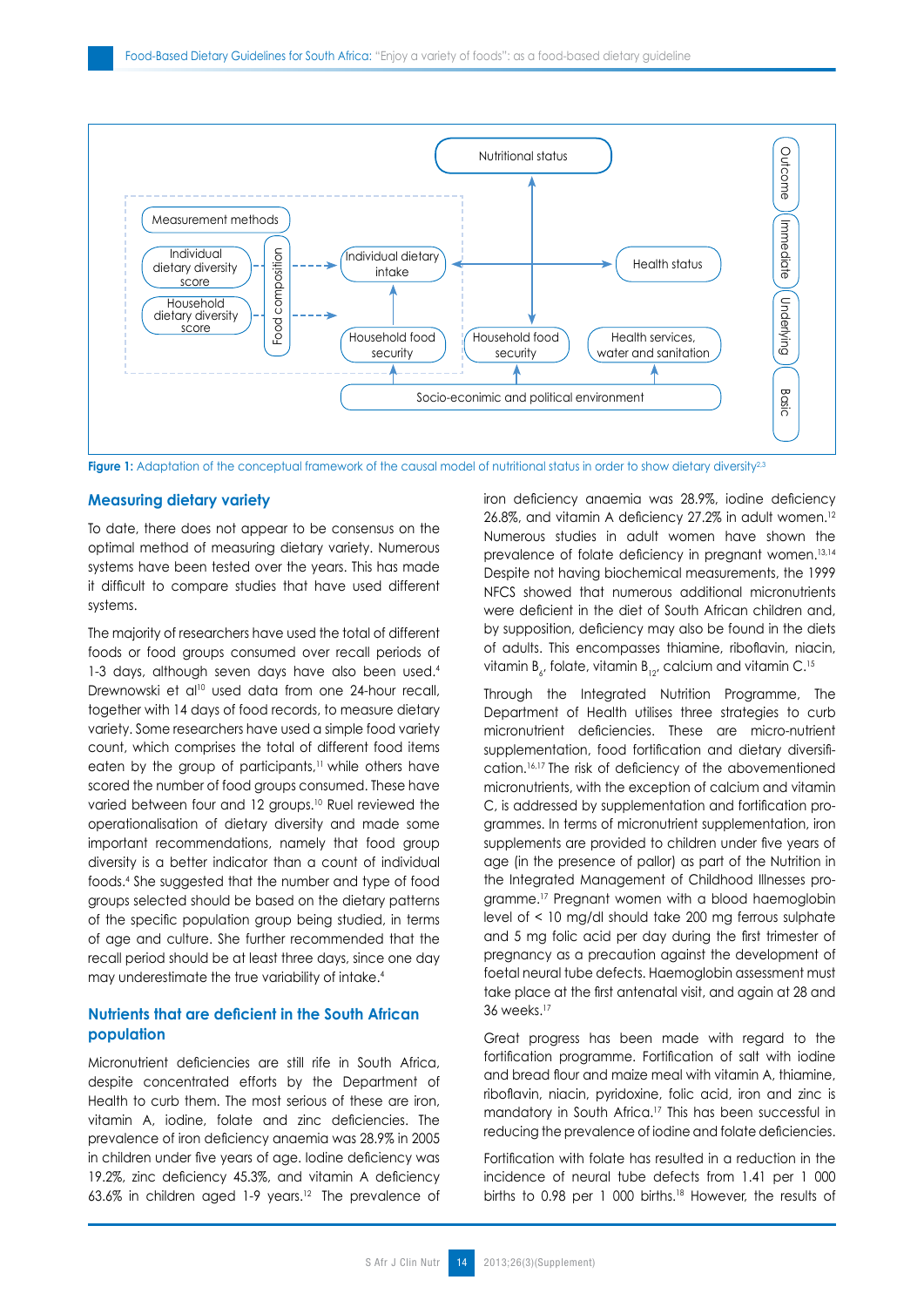Figure 1: Adaptation of the conceptual framework of the causal model of nutritional status in order to show dietary diversity[2,3]

## Measuring dietary variety

To date, there does not appear to be consensus on the optimal method of measuring dietary variety. Numerous systems have been tested over the years. This has made it difficult to compare studies that have used different systems.

The majority of researchers have used the total of different foods or food groups consumed over recall periods of 1-3 days, although seven days have also been used.[4] Drewnowski et al[10] used data from one 24-hour recall, together with 14 days of food records, to measure dietary variety. Some researchers have used a simple food variety count, which comprises the total of different food items eaten by the group of participants,[11] while others have scored the number of food groups consumed. These have varied between four and 12 groups.[10] Ruel reviewed the operationalisation of dietary diversity and made some important recommendations, namely that food group diversity is a better indicator than a count of individual foods.[4] She suggested that the number and type of food groups selected should be based on the dietary patterns of the specific population group being studied, in terms of age and culture. She further recommended that the recall period should be at least three days, since one day may underestimate the true variability of intake.[4]

## Nutrients that are deficient in the South African population

Micronutrient deficiencies are still rife in South Africa, despite concentrated efforts by the Department of Health to curb them. The most serious of these are iron, vitamin A, iodine, folate and zinc deficiencies. The prevalence of iron deficiency anaemia was 28.9% in 2005 in children under five years of age. Iodine deficiency was 19.2%, zinc deficiency 45.3%, and vitamin A deficiency 63.6% in children aged 1-9 years.[12] The prevalence of iron deficiency anaemia was 28.9%, iodine deficiency 26.8%, and vitamin A deficiency 27.2% in adult women.[12] Numerous studies in adult women have shown the prevalence of folate deficiency in pregnant women.[13,14] Despite not having biochemical measurements, the 1999 NFCS showed that numerous additional micronutrients were deficient in the diet of South African children and, by supposition, deficiency may also be found in the diets of adults. This encompasses thiamine, riboflavin, niacin, vitamin $B_6$, folate, vitamin $B_{12}$, calcium and vitamin C.[15]

Through the Integrated Nutrition Programme, The Department of Health utilises three strategies to curb micronutrient deficiencies. These are micro-nutrient supplementation, food fortification and dietary diversification.[16,17] The risk of deficiency of the abovementioned micronutrients, with the exception of calcium and vitamin C, is addressed by supplementation and fortification programmes. In terms of micronutrient supplementation, iron supplements are provided to children under five years of age (in the presence of pallor) as part of the Nutrition in the Integrated Management of Childhood Illnesses programme.[17] Pregnant women with a blood haemoglobin level of < 10 mg/dl should take 200 mg ferrous sulphate and 5 mg folic acid per day during the first trimester of pregnancy as a precaution against the development of foetal neural tube defects. Haemoglobin assessment must take place at the first antenatal visit, and again at 28 and 36 weeks.[17]

Great progress has been made with regard to the fortification programme. Fortification of salt with iodine and bread flour and maize meal with vitamin A, thiamine, riboflavin, niacin, pyridoxine, folic acid, iron and zinc is mandatory in South Africa.[17] This has been successful in reducing the prevalence of iodine and folate deficiencies.

Fortification with folate has resulted in a reduction in the incidence of neural tube defects from 1.41 per 1 000 births to 0.98 per 1 000 births.[18] However, the results of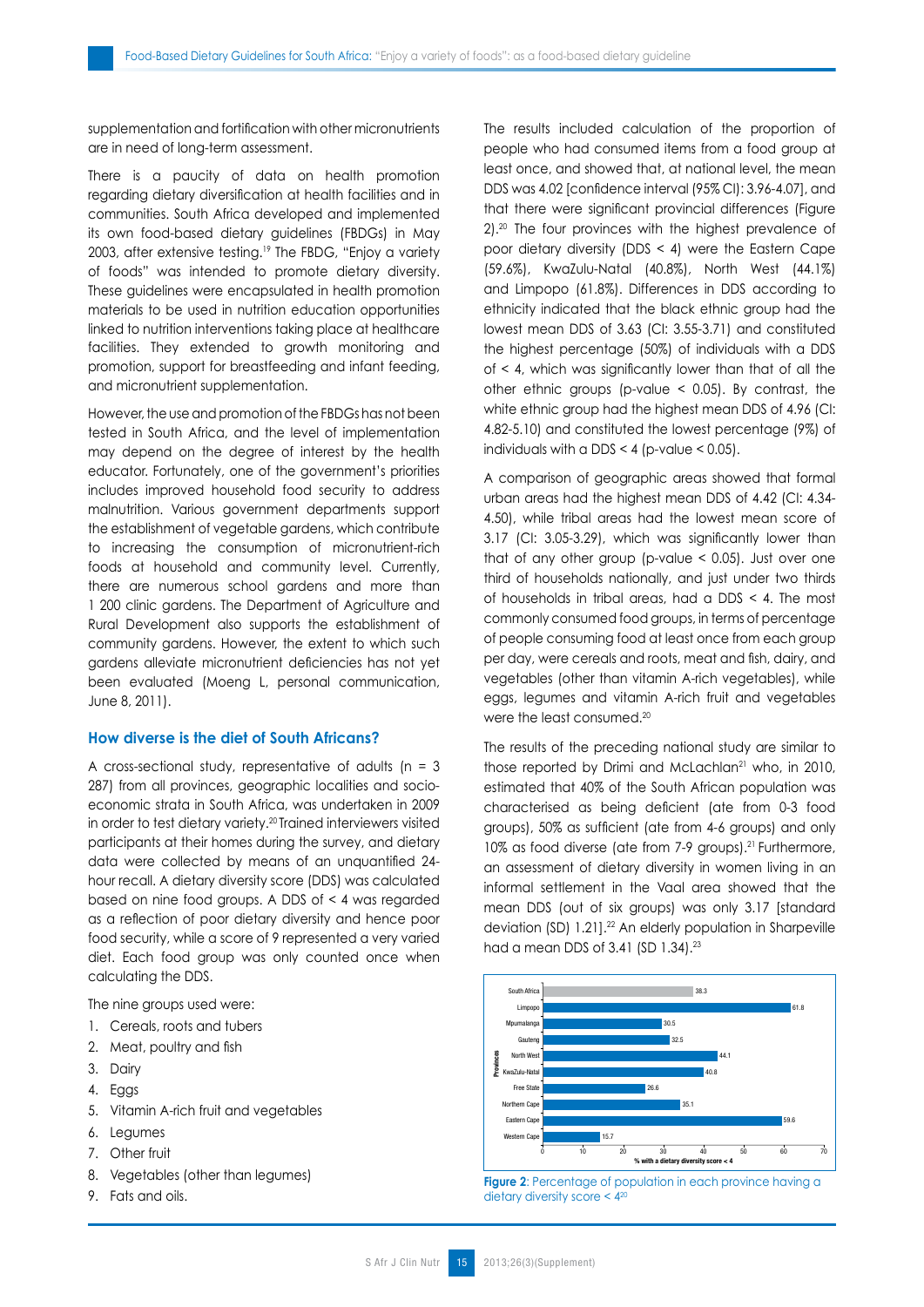supplementation and fortification with other micronutrients are in need of long-term assessment.

There is a paucity of data on health promotion regarding dietary diversification at health facilities and in communities. South Africa developed and implemented its own food-based dietary guidelines (FBDGs) in May 2003, after extensive testing.[19] The FBDG, "Enjoy a variety of foods" was intended to promote dietary diversity. These guidelines were encapsulated in health promotion materials to be used in nutrition education opportunities linked to nutrition interventions taking place at healthcare facilities. They extended to growth monitoring and promotion, support for breastfeeding and infant feeding, and micronutrient supplementation.

However, the use and promotion of the FBDGs has not been tested in South Africa, and the level of implementation may depend on the degree of interest by the health educator. Fortunately, one of the government's priorities includes improved household food security to address malnutrition. Various government departments support the establishment of vegetable gardens, which contribute to increasing the consumption of micronutrient-rich foods at household and community level. Currently, there are numerous school gardens and more than 1 200 clinic gardens. The Department of Agriculture and Rural Development also supports the establishment of community gardens. However, the extent to which such gardens alleviate micronutrient deficiencies has not yet been evaluated (Moeng L, personal communication, June 8, 2011).

### How diverse is the diet of South Africans?

A cross-sectional study, representative of adults (n = 3 287) from all provinces, geographic localities and socio-economic strata in South Africa, was undertaken in 2009 in order to test dietary variety.[20] Trained interviewers visited participants at their homes during the survey, and dietary data were collected by means of an unquantified 24-hour recall. A dietary diversity score (DDS) was calculated based on nine food groups. A DDS of < 4 was regarded as a reflection of poor dietary diversity and hence poor food security, while a score of 9 represented a very varied diet. Each food group was only counted once when calculating the DDS.

The nine groups used were:

1. Cereals, roots and tubers
2. Meat, poultry and fish
3. Dairy
4. Eggs
5. Vitamin A-rich fruit and vegetables
6. Legumes
7. Other fruit
8. Vegetables (other than legumes)
9. Fats and oils.

The results included calculation of the proportion of people who had consumed items from a food group at least once, and showed that, at national level, the mean DDS was 4.02 [confidence interval (95% CI): 3.96-4.07], and that there were significant provincial differences (Figure 2).[20] The four provinces with the highest prevalence of poor dietary diversity (DDS < 4) were the Eastern Cape (59.6%), KwaZulu-Natal (40.8%), North West (44.1%) and Limpopo (61.8%). Differences in DDS according to ethnicity indicated that the black ethnic group had the lowest mean DDS of 3.63 (CI: 3.55-3.71) and constituted the highest percentage (50%) of individuals with a DDS of < 4, which was significantly lower than that of all the other ethnic groups (p-value < 0.05). By contrast, the white ethnic group had the highest mean DDS of 4.96 (CI: 4.82-5.10) and constituted the lowest percentage (9%) of individuals with a DDS < 4 (p-value < 0.05).

A comparison of geographic areas showed that formal urban areas had the highest mean DDS of 4.42 (CI: 4.34-4.50), while tribal areas had the lowest mean score of 3.17 (CI: 3.05-3.29), which was significantly lower than that of any other group (p-value < 0.05). Just over one third of households nationally, and just under two thirds of households in tribal areas, had a DDS < 4. The most commonly consumed food groups, in terms of percentage of people consuming food at least once from each group per day, were cereals and roots, meat and fish, dairy, and vegetables (other than vitamin A-rich vegetables), while eggs, legumes and vitamin A-rich fruit and vegetables were the least consumed.[20]

The results of the preceding national study are similar to those reported by Drimi and McLachlan[21] who, in 2010, estimated that 40% of the South African population was characterised as being deficient (ate from 0-3 food groups), 50% as sufficient (ate from 4-6 groups) and only 10% as food diverse (ate from 7-9 groups).[21] Furthermore, an assessment of dietary diversity in women living in an informal settlement in the Vaal area showed that the mean DDS (out of six groups) was only 3.17 [standard deviation (SD) 1.21].[22] An elderly population in Sharpeville had a mean DDS of 3.41 (SD 1.34).[23]

| Provinces | % with a dietary diversity score < 4 |
|---|---|
| South Africa | 38.3 |
| Limpopo | 61.8 |
| Mpumalanga | 30.5 |
| Gauteng | 32.5 |
| North West | 44.1 |
| KwaZulu-Natal | 40.8 |
| Free State | 26.6 |
| Northern Cape | 35.1 |
| Eastern Cape | 59.6 |
| Western Cape | 15.7 |

**Figure 2**: Percentage of population in each province having a dietary diversity score < 4[20]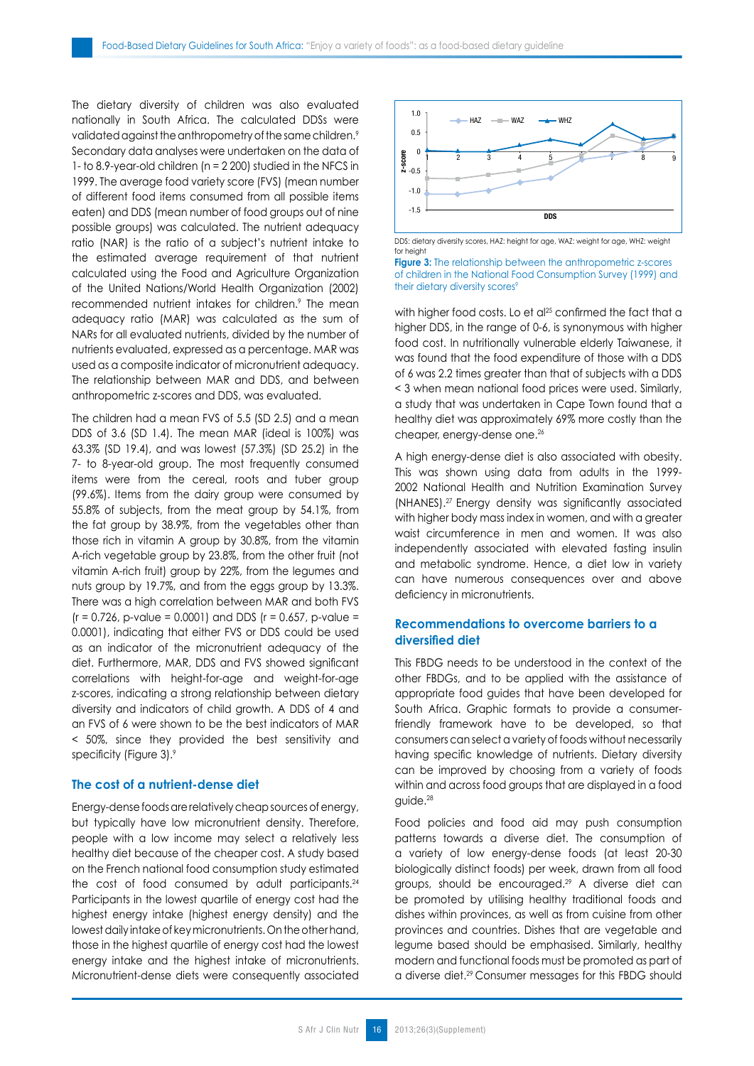The dietary diversity of children was also evaluated nationally in South Africa. The calculated DDSs were validated against the anthropometry of the same children.[9] Secondary data analyses were undertaken on the data of 1- to 8.9-year-old children (n = 2 200) studied in the NFCS in 1999. The average food variety score (FVS) (mean number of different food items consumed from all possible items eaten) and DDS (mean number of food groups out of nine possible groups) was calculated. The nutrient adequacy ratio (NAR) is the ratio of a subject's nutrient intake to the estimated average requirement of that nutrient calculated using the Food and Agriculture Organization of the United Nations/World Health Organization (2002) recommended nutrient intakes for children.[9] The mean adequacy ratio (MAR) was calculated as the sum of NARs for all evaluated nutrients, divided by the number of nutrients evaluated, expressed as a percentage. MAR was used as a composite indicator of micronutrient adequacy. The relationship between MAR and DDS, and between anthropometric z-scores and DDS, was evaluated.

The children had a mean FVS of 5.5 (SD 2.5) and a mean DDS of 3.6 (SD 1.4). The mean MAR (ideal is 100%) was 63.3% (SD 19.4), and was lowest (57.3%) (SD 25.2) in the 7- to 8-year-old group. The most frequently consumed items were from the cereal, roots and tuber group (99.6%). Items from the dairy group were consumed by 55.8% of subjects, from the meat group by 54.1%, from the fat group by 38.9%, from the vegetables other than those rich in vitamin A group by 30.8%, from the vitamin A-rich vegetable group by 23.8%, from the other fruit (not vitamin A-rich fruit) group by 22%, from the legumes and nuts group by 19.7%, and from the eggs group by 13.3%. There was a high correlation between MAR and both FVS ($r = 0.726$, p-value = 0.0001) and DDS ($r = 0.657$, p-value = 0.0001), indicating that either FVS or DDS could be used as an indicator of the micronutrient adequacy of the diet. Furthermore, MAR, DDS and FVS showed significant correlations with height-for-age and weight-for-age z-scores, indicating a strong relationship between dietary diversity and indicators of child growth. A DDS of 4 and an FVS of 6 were shown to be the best indicators of MAR < 50%, since they provided the best sensitivity and specificity (Figure 3).[9]

## The cost of a nutrient-dense diet

Energy-dense foods are relatively cheap sources of energy, but typically have low micronutrient density. Therefore, people with a low income may select a relatively less healthy diet because of the cheaper cost. A study based on the French national food consumption study estimated the cost of food consumed by adult participants.[24] Participants in the lowest quartile of energy cost had the highest energy intake (highest energy density) and the lowest daily intake of key micronutrients. On the other hand, those in the highest quartile of energy cost had the lowest energy intake and the highest intake of micronutrients. Micronutrient-dense diets were consequently associated

DDS: dietary diversity scores, HAZ: height for age, WAZ: weight for age, WHZ: weight for height

**Figure 3:** The relationship between the anthropometric z-scores of children in the National Food Consumption Survey (1999) and their dietary diversity scores[9]

with higher food costs. Lo et al[25] confirmed the fact that a higher DDS, in the range of 0-6, is synonymous with higher food cost. In nutritionally vulnerable elderly Taiwanese, it was found that the food expenditure of those with a DDS of 6 was 2.2 times greater than that of subjects with a DDS < 3 when mean national food prices were used. Similarly, a study that was undertaken in Cape Town found that a healthy diet was approximately 69% more costly than the cheaper, energy-dense one.[26]

A high energy-dense diet is also associated with obesity. This was shown using data from adults in the 1999-2002 National Health and Nutrition Examination Survey (NHANES).[27] Energy density was significantly associated with higher body mass index in women, and with a greater waist circumference in men and women. It was also independently associated with elevated fasting insulin and metabolic syndrome. Hence, a diet low in variety can have numerous consequences over and above deficiency in micronutrients.

## Recommendations to overcome barriers to a diversified diet

This FBDG needs to be understood in the context of the other FBDGs, and to be applied with the assistance of appropriate food guides that have been developed for South Africa. Graphic formats to provide a consumer-friendly framework have to be developed, so that consumers can select a variety of foods without necessarily having specific knowledge of nutrients. Dietary diversity can be improved by choosing from a variety of foods within and across food groups that are displayed in a food guide.[28]

Food policies and food aid may push consumption patterns towards a diverse diet. The consumption of a variety of low energy-dense foods (at least 20-30 biologically distinct foods) per week, drawn from all food groups, should be encouraged.[29] A diverse diet can be promoted by utilising healthy traditional foods and dishes within provinces, as well as from cuisine from other provinces and countries. Dishes that are vegetable and legume based should be emphasised. Similarly, healthy modern and functional foods must be promoted as part of a diverse diet.[29] Consumer messages for this FBDG should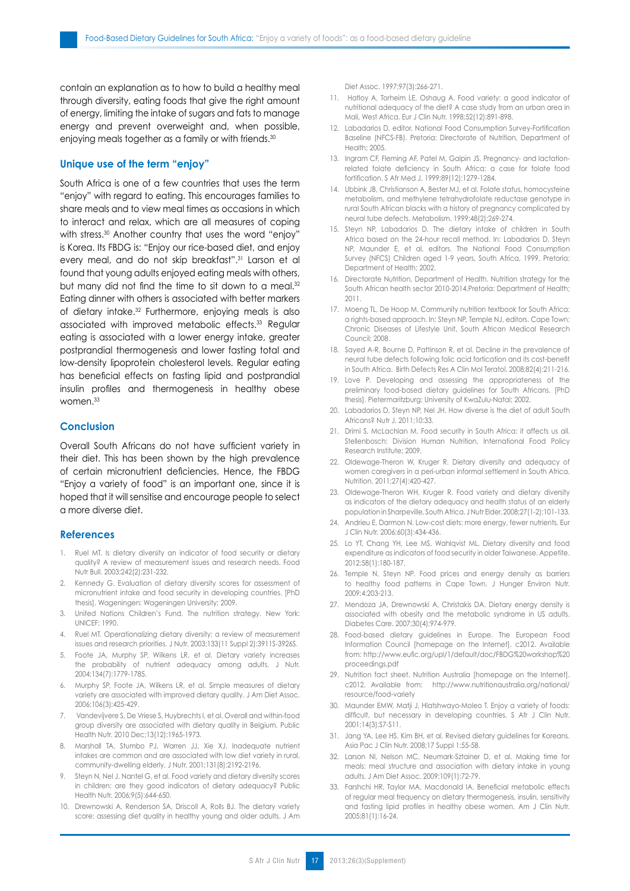contain an explanation as to how to build a healthy meal through diversity, eating foods that give the right amount of energy, limiting the intake of sugars and fats to manage energy and prevent overweight and, when possible, enjoying meals together as a family or with friends.[30]

## Unique use of the term "enjoy"

South Africa is one of a few countries that uses the term "enjoy" with regard to eating. This encourages families to share meals and to view meal times as occasions in which to interact and relax, which are all measures of coping with stress.[30] Another country that uses the word "enjoy" is Korea. Its FBDG is: "Enjoy our rice-based diet, and enjoy every meal, and do not skip breakfast".[31] Larson et al found that young adults enjoyed eating meals with others, but many did not find the time to sit down to a meal.[32] Eating dinner with others is associated with better markers of dietary intake.[32] Furthermore, enjoying meals is also associated with improved metabolic effects.[33] Regular eating is associated with a lower energy intake, greater postprandial thermogenesis and lower fasting total and low-density lipoprotein cholesterol levels. Regular eating has beneficial effects on fasting lipid and postprandial insulin profiles and thermogenesis in healthy obese women.[33]

## Conclusion

Overall South Africans do not have sufficient variety in their diet. This has been shown by the high prevalence of certain micronutrient deficiencies. Hence, the FBDG "Enjoy a variety of food" is an important one, since it is hoped that it will sensitise and encourage people to select a more diverse diet.

## References

1. Ruel MT. Is dietary diversity an indicator of food security or dietary quality? A review of measurement issues and research needs. Food Nutr Bull. 2003;242(2):231-232.
2. Kennedy G. Evaluation of dietary diversity scores for assessment of micronutrient intake and food security in developing countries. [PhD thesis]. Wageningen: Wageningen University; 2009.
3. United Nations Children's Fund. The nutrition strategy. New York: UNICEF; 1990.
4. Ruel MT. Operationalizing dietary diversity: a review of measurement issues and research priorities. J Nutr. 2003;133(11 Suppl 2):3911S-3926S.
5. Foote JA, Murphy SP, Wilkens LR, et al. Dietary variety increases the probability of nutrient adequacy among adults. J Nutr. 2004;134(7):1779-1785.
6. Murphy SP, Foote JA, Wilkens LR, et al. Simple measures of dietary variety are associated with improved dietary quality. J Am Diet Assoc. 2006;106(3):425-429.
7. Vandevijvere S, De Vriese S, Huybrechts I, et al. Overall and within-food group diversity are associated with dietary quality in Belgium. Public Health Nutr. 2010 Dec;13(12):1965-1973.
8. Marshall TA, Stumbo PJ, Warren JJ, Xie XJ. Inadequate nutrient intakes are common and are associated with low diet variety in rural, community-dwelling elderly. J Nutr. 2001;131(8):2192-2196.
9. Steyn N, Nel J, Nantel G, et al. Food variety and dietary diversity scores in children: are they good indicators of dietary adequacy? Public Health Nutr. 2006;9(5):644-650.
10. Drewnowski A, Renderson SA, Driscoll A, Rolls BJ. The dietary variety score: assessing diet quality in healthy young and older adults. J Am Diet Assoc. 1997;97(3):266-271.
11. Hatloy A, Torheim LE, Oshaug A. Food variety: a good indicator of nutritional adequacy of the diet? A case study from an urban area in Mali, West Africa. Eur J Clin Nutr. 1998;52(12):891-898.
12. Labadarios D, editor. National Food Consumption Survey-Fortification Baseline (NFCS-FB). Pretoria: Directorate of Nutrition, Department of Health; 2005.
13. Ingram CF, Fleming AF, Patel M, Galpin JS. Pregnancy- and lactation-related folate deficiency in South Africa: a case for folate food fortification. S Afr Med J. 1999;89(12):1279-1284.
14. Ubbink JB, Christianson A, Bester MJ, et al. Folate status, homocysteine metabolism, and methylene tetrahydrofolate reductase genotype in rural South African blacks with a history of pregnancy complicated by neural tube defects. Metabolism. 1999;48(2):269-274.
15. Steyn NP, Labadarios D. The dietary intake of children in South Africa based on the 24-hour recall method. In: Labadarios D, Steyn NP, Maunder E, et al, editors. The National Food Consumption Survey (NFCS) Children aged 1-9 years, South Africa, 1999. Pretoria: Department of Health; 2002.
16. Directorate Nutrition, Department of Health. Nutrition strategy for the South African health sector 2010-2014.Pretoria: Department of Health; 2011.
17. Moeng TL, De Hoop M. Community nutrition textbook for South Africa: a rights-based approach. In: Steyn NP, Temple NJ, editors. Cape Town: Chronic Diseases of Lifestyle Unit, South African Medical Research Council; 2008.
18. Sayed A-R, Bourne D, Pattinson R, et al. Decline in the prevalence of neural tube defects following folic acid fortication and its cost-benefit in South Africa. Birth Defects Res A Clin Mol Teratol. 2008;82(4):211-216.
19. Love P. Developing and assessing the appropriateness of the preliminary food-based dietary guidelines for South Africans. [PhD thesis]. Pietermaritzburg: University of KwaZulu-Natal; 2002.
20. Labadarios D, Steyn NP, Nel JH. How diverse is the diet of adult South Africans? Nutr J. 2011;10:33.
21. Drimi S, McLachlan M. Food security in South Africa: it affects us all. Stellenbosch: Division Human Nutrition, International Food Policy Research Institute; 2009.
22. Oldewage-Theron W, Kruger R. Dietary diversity and adequacy of women caregivers in a peri-urban informal settlement in South Africa. Nutrition. 2011;27(4):420-427.
23. Oldewage-Theron WH, Kruger R. Food variety and dietary diversity as indicators of the dietary adequacy and health status of an elderly population in Sharpeville, South Africa. J Nutr Elder. 2008;27(1-2):101-133.
24. Andrieu E, Darmon N. Low-cost diets: more energy, fewer nutrients. Eur J Clin Nutr. 2006;60(3):434-436.
25. Lo YT, Chang YH, Lee MS, Wahlqvist ML. Dietary diversity and food expenditure as indicators of food security in older Taiwanese. Appetite. 2012;58(1):180-187.
26. Temple N, Steyn NP. Food prices and energy density as barriers to healthy food patterns in Cape Town. J Hunger Environ Nutr. 2009;4:203-213.
27. Mendoza JA, Drewnowski A, Christakis DA. Dietary energy density is associated with obesity and the metabolic syndrome in US adults. Diabetes Care. 2007;30(4):974-979.
28. Food-based dietary guidelines in Europe. The European Food Information Council [homepage on the Internet]. c2012. Available from: http://www.eufic.org/upl/1/default/doc/FBDG%20workshop%20proceedings.pdf
29. Nutrition fact sheet. Nutrition Australia [homepage on the Internet]. c2012. Available from: http://www.nutritionaustralia.org/national/resource/food-variety
30. Maunder EMW, Matji J, Hlatshwayo-Moleo T. Enjoy a variety of foods: difficult, but necessary in developing countries. S Afr J Clin Nutr. 2001;14(3):S7-S11.
31. Jang YA, Lee HS, Kim BH, et al. Revised dietary guidelines for Koreans. Asia Pac J Clin Nutr. 2008;17 Suppl 1:55-58.
32. Larson NI, Nelson MC, Neumark-Sztainer D, et al. Making time for meals: meal structure and association with dietary intake in young adults. J Am Diet Assoc. 2009;109(1):72-79.
33. Farshchi HR, Taylor MA, Macdonald IA. Beneficial metabolic effects of regular meal frequency on dietary thermogenesis, insulin, sensitivity and fasting lipid profiles in healthy obese women. Am J Clin Nutr. 2005;81(1):16-24.